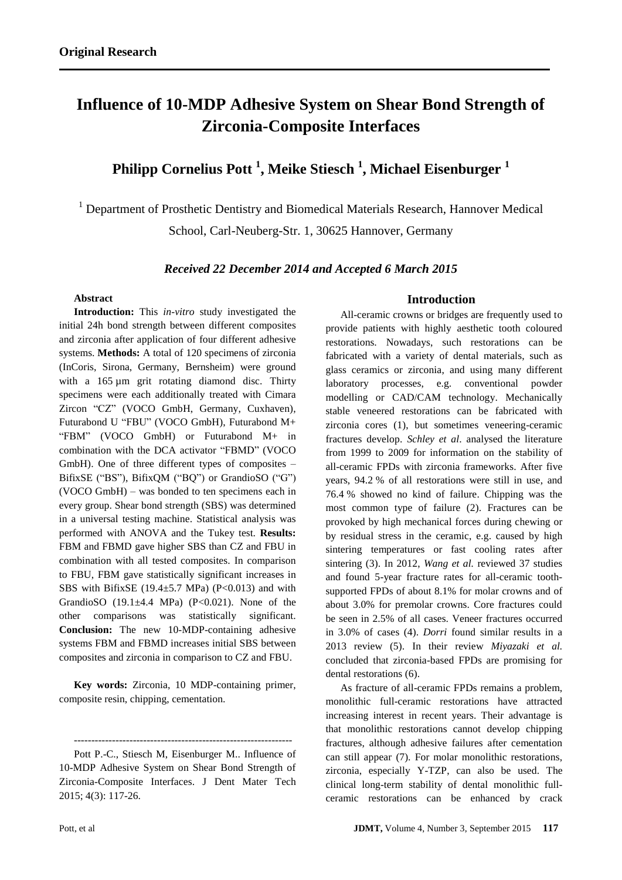**Original Research**

# Influence of 10-MDP Adhesive System on Shear Bond Strength of Zirconia-Composite Interfaces

## Philipp Cornelius Pott [1], Meike Stiesch [1], Michael Eisenburger [1]

[1] Department of Prosthetic Dentistry and Biomedical Materials Research, Hannover Medical School, Carl-Neuberg-Str. 1, 30625 Hannover, Germany

*Received 22 December 2014 and Accepted 6 March 2015*

### Abstract

**Introduction:** This *in-vitro* study investigated the initial 24h bond strength between different composites and zirconia after application of four different adhesive systems. **Methods:** A total of 120 specimens of zirconia (InCoris, Sirona, Germany, Bernsheim) were ground with a 165 µm grit rotating diamond disc. Thirty specimens were each additionally treated with Cimara Zircon "CZ" (VOCO GmbH, Germany, Cuxhaven), Futurabond U "FBU" (VOCO GmbH), Futurabond M+ "FBM" (VOCO GmbH) or Futurabond M+ in combination with the DCA activator "FBMD" (VOCO GmbH). One of three different types of composites – BifixSE ("BS"), BifixQM ("BQ") or GrandioSO ("G") (VOCO GmbH) – was bonded to ten specimens each in every group. Shear bond strength (SBS) was determined in a universal testing machine. Statistical analysis was performed with ANOVA and the Tukey test. **Results:** FBM and FBMD gave higher SBS than CZ and FBU in combination with all tested composites. In comparison to FBU, FBM gave statistically significant increases in SBS with BifixSE (19.4±5.7 MPa) ($P<0.013$) and with GrandioSO (19.1±4.4 MPa) ($P<0.021$). None of the other comparisons was statistically significant. **Conclusion:** The new 10-MDP-containing adhesive systems FBM and FBMD increases initial SBS between composites and zirconia in comparison to CZ and FBU.

**Key words:** Zirconia, 10 MDP-containing primer, composite resin, chipping, cementation.

---

Pott P.-C., Stiesch M, Eisenburger M.. Influence of 10-MDP Adhesive System on Shear Bond Strength of Zirconia-Composite Interfaces. J Dent Mater Tech 2015; 4(3): 117-26.

### Introduction

All-ceramic crowns or bridges are frequently used to provide patients with highly aesthetic tooth coloured restorations. Nowadays, such restorations can be fabricated with a variety of dental materials, such as glass ceramics or zirconia, and using many different laboratory processes, e.g. conventional powder modelling or CAD/CAM technology. Mechanically stable veneered restorations can be fabricated with zirconia cores (1), but sometimes veneering-ceramic fractures develop. *Schley et al*. analysed the literature from 1999 to 2009 for information on the stability of all-ceramic FPDs with zirconia frameworks. After five years, 94.2 % of all restorations were still in use, and 76.4 % showed no kind of failure. Chipping was the most common type of failure (2). Fractures can be provoked by high mechanical forces during chewing or by residual stress in the ceramic, e.g. caused by high sintering temperatures or fast cooling rates after sintering (3). In 2012, *Wang et al.* reviewed 37 studies and found 5-year fracture rates for all-ceramic tooth-supported FPDs of about 8.1% for molar crowns and of about 3.0% for premolar crowns. Core fractures could be seen in 2.5% of all cases. Veneer fractures occurred in 3.0% of cases (4). *Dorri* found similar results in a 2013 review (5). In their review *Miyazaki et al.* concluded that zirconia-based FPDs are promising for dental restorations (6).

As fracture of all-ceramic FPDs remains a problem, monolithic full-ceramic restorations have attracted increasing interest in recent years. Their advantage is that monolithic restorations cannot develop chipping fractures, although adhesive failures after cementation can still appear (7). For molar monolithic restorations, zirconia, especially Y-TZP, can also be used. The clinical long-term stability of dental monolithic full-ceramic restorations can be enhanced by crack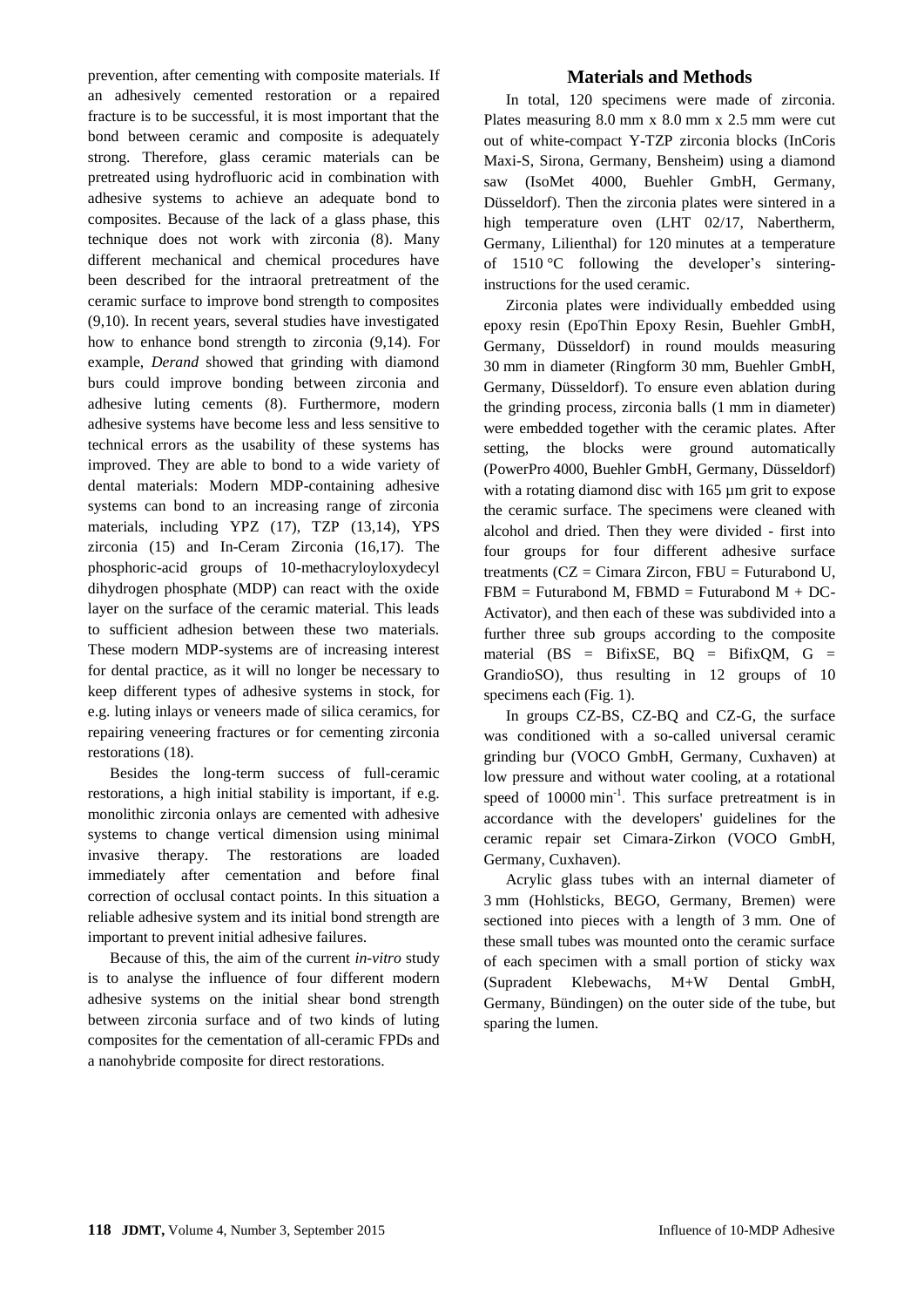prevention, after cementing with composite materials. If an adhesively cemented restoration or a repaired fracture is to be successful, it is most important that the bond between ceramic and composite is adequately strong. Therefore, glass ceramic materials can be pretreated using hydrofluoric acid in combination with adhesive systems to achieve an adequate bond to composites. Because of the lack of a glass phase, this technique does not work with zirconia (8). Many different mechanical and chemical procedures have been described for the intraoral pretreatment of the ceramic surface to improve bond strength to composites (9,10). In recent years, several studies have investigated how to enhance bond strength to zirconia (9,14). For example, *Derand* showed that grinding with diamond burs could improve bonding between zirconia and adhesive luting cements (8). Furthermore, modern adhesive systems have become less and less sensitive to technical errors as the usability of these systems has improved. They are able to bond to a wide variety of dental materials: Modern MDP-containing adhesive systems can bond to an increasing range of zirconia materials, including YPZ (17), TZP (13,14), YPS zirconia (15) and In-Ceram Zirconia (16,17). The phosphoric-acid groups of 10-methacryloyloxydecyl dihydrogen phosphate (MDP) can react with the oxide layer on the surface of the ceramic material. This leads to sufficient adhesion between these two materials. These modern MDP-systems are of increasing interest for dental practice, as it will no longer be necessary to keep different types of adhesive systems in stock, for e.g. luting inlays or veneers made of silica ceramics, for repairing veneering fractures or for cementing zirconia restorations (18).

Besides the long-term success of full-ceramic restorations, a high initial stability is important, if e.g. monolithic zirconia onlays are cemented with adhesive systems to change vertical dimension using minimal invasive therapy. The restorations are loaded immediately after cementation and before final correction of occlusal contact points. In this situation a reliable adhesive system and its initial bond strength are important to prevent initial adhesive failures.

Because of this, the aim of the current *in-vitro* study is to analyse the influence of four different modern adhesive systems on the initial shear bond strength between zirconia surface and of two kinds of luting composites for the cementation of all-ceramic FPDs and a nanohybride composite for direct restorations.

## Materials and Methods

In total, 120 specimens were made of zirconia. Plates measuring 8.0 mm x 8.0 mm x 2.5 mm were cut out of white-compact Y-TZP zirconia blocks (InCoris Maxi-S, Sirona, Germany, Bensheim) using a diamond saw (IsoMet 4000, Buehler GmbH, Germany, Düsseldorf). Then the zirconia plates were sintered in a high temperature oven (LHT 02/17, Nabertherm, Germany, Lilienthal) for 120 minutes at a temperature of 1510 °C following the developer's sintering-instructions for the used ceramic.

Zirconia plates were individually embedded using epoxy resin (EpoThin Epoxy Resin, Buehler GmbH, Germany, Düsseldorf) in round moulds measuring 30 mm in diameter (Ringform 30 mm, Buehler GmbH, Germany, Düsseldorf). To ensure even ablation during the grinding process, zirconia balls (1 mm in diameter) were embedded together with the ceramic plates. After setting, the blocks were ground automatically (PowerPro 4000, Buehler GmbH, Germany, Düsseldorf) with a rotating diamond disc with 165 µm grit to expose the ceramic surface. The specimens were cleaned with alcohol and dried. Then they were divided - first into four groups for four different adhesive surface treatments (CZ = Cimara Zircon, FBU = Futurabond U, FBM = Futurabond M, FBMD = Futurabond M + DC-Activator), and then each of these was subdivided into a further three sub groups according to the composite material (BS = BifixSE, BQ = BifixQM, G = GrandioSO), thus resulting in 12 groups of 10 specimens each (Fig. 1).

In groups CZ-BS, CZ-BQ and CZ-G, the surface was conditioned with a so-called universal ceramic grinding bur (VOCO GmbH, Germany, Cuxhaven) at low pressure and without water cooling, at a rotational speed of 10000 $min^{-1}$. This surface pretreatment is in accordance with the developers' guidelines for the ceramic repair set Cimara-Zirkon (VOCO GmbH, Germany, Cuxhaven).

Acrylic glass tubes with an internal diameter of 3 mm (Hohlsticks, BEGO, Germany, Bremen) were sectioned into pieces with a length of 3 mm. One of these small tubes was mounted onto the ceramic surface of each specimen with a small portion of sticky wax (Supradent Klebewachs, M+W Dental GmbH, Germany, Bündingen) on the outer side of the tube, but sparing the lumen.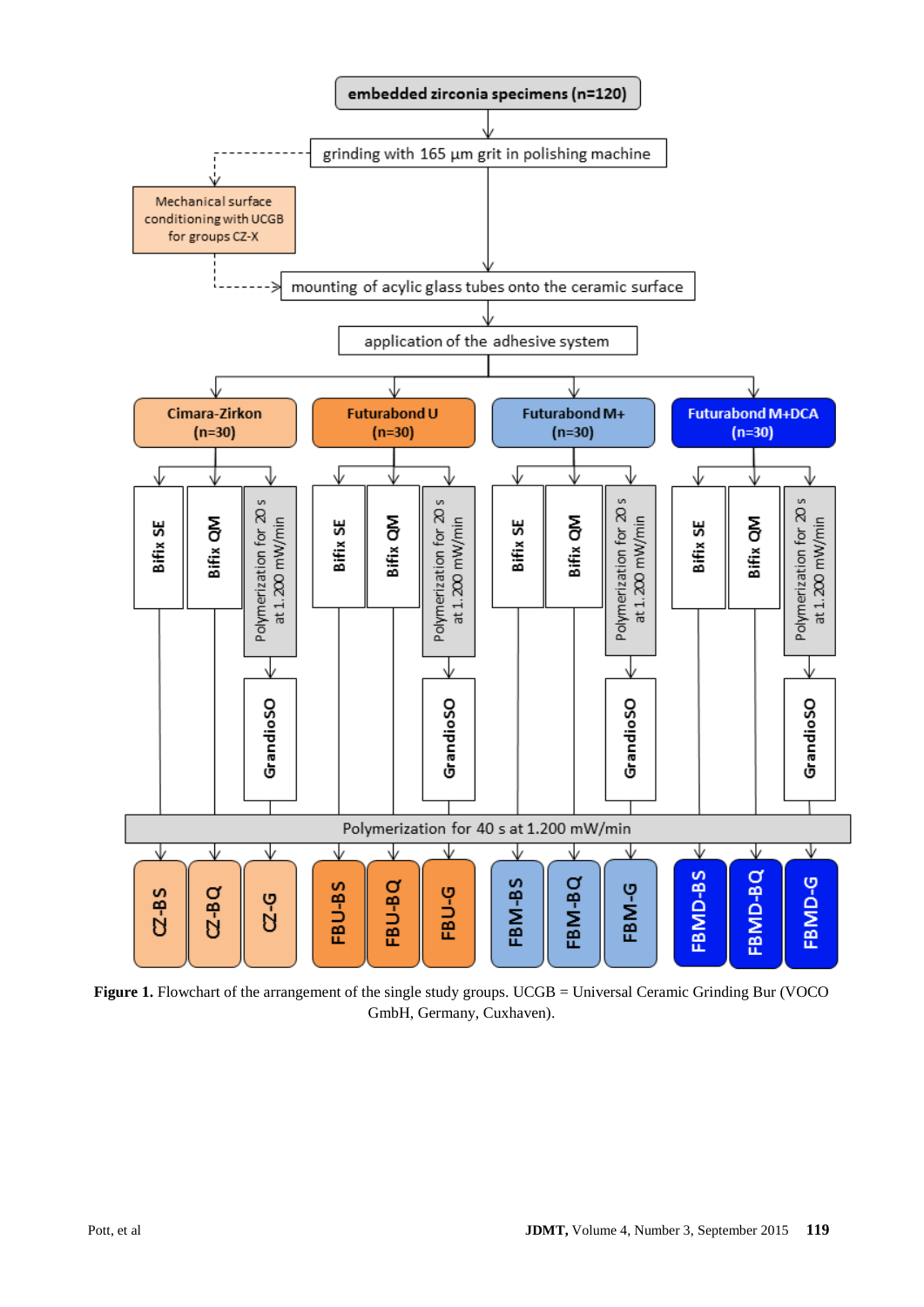**Figure 1.** Flowchart of the arrangement of the single study groups. UCGB = Universal Ceramic Grinding Bur (VOCO GmbH, Germany, Cuxhaven).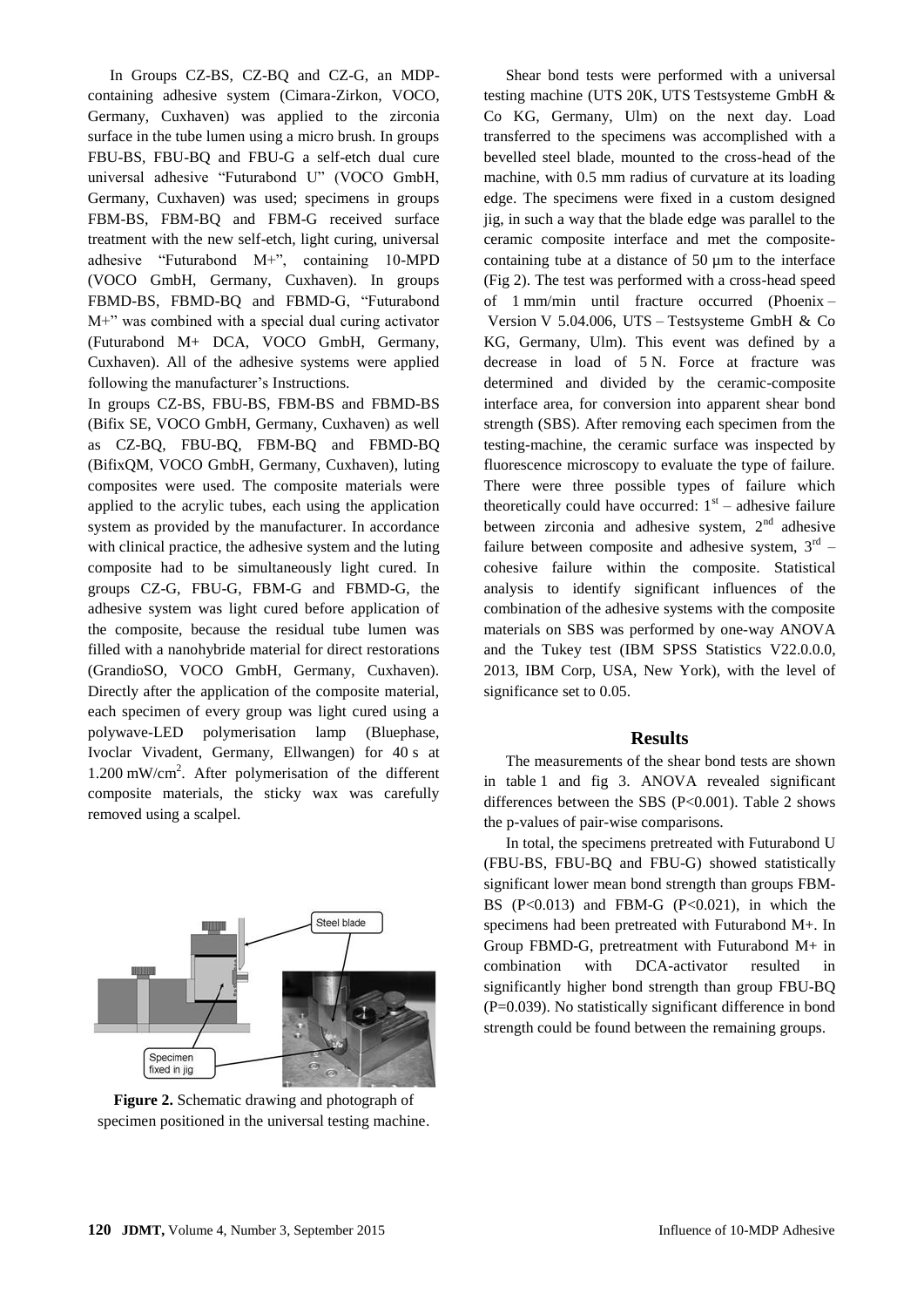In Groups CZ-BS, CZ-BQ and CZ-G, an MDP-containing adhesive system (Cimara-Zirkon, VOCO, Germany, Cuxhaven) was applied to the zirconia surface in the tube lumen using a micro brush. In groups FBU-BS, FBU-BQ and FBU-G a self-etch dual cure universal adhesive "Futurabond U" (VOCO GmbH, Germany, Cuxhaven) was used; specimens in groups FBM-BS, FBM-BQ and FBM-G received surface treatment with the new self-etch, light curing, universal adhesive "Futurabond M+", containing 10-MPD (VOCO GmbH, Germany, Cuxhaven). In groups FBMD-BS, FBMD-BQ and FBMD-G, "Futurabond M+" was combined with a special dual curing activator (Futurabond M+ DCA, VOCO GmbH, Germany, Cuxhaven). All of the adhesive systems were applied following the manufacturer's Instructions.

In groups CZ-BS, FBU-BS, FBM-BS and FBMD-BS (Bifix SE, VOCO GmbH, Germany, Cuxhaven) as well as CZ-BQ, FBU-BQ, FBM-BQ and FBMD-BQ (BifixQM, VOCO GmbH, Germany, Cuxhaven), luting composites were used. The composite materials were applied to the acrylic tubes, each using the application system as provided by the manufacturer. In accordance with clinical practice, the adhesive system and the luting composite had to be simultaneously light cured. In groups CZ-G, FBU-G, FBM-G and FBMD-G, the adhesive system was light cured before application of the composite, because the residual tube lumen was filled with a nanohybride material for direct restorations (GrandioSO, VOCO GmbH, Germany, Cuxhaven). Directly after the application of the composite material, each specimen of every group was light cured using a polywave-LED polymerisation lamp (Bluephase, Ivoclar Vivadent, Germany, Ellwangen) for 40 s at 1.200 mW/cm$^2$. After polymerisation of the different composite materials, the sticky wax was carefully removed using a scalpel.

**Figure 2.** Schematic drawing and photograph of specimen positioned in the universal testing machine.

Shear bond tests were performed with a universal testing machine (UTS 20K, UTS Testsysteme GmbH & Co KG, Germany, Ulm) on the next day. Load transferred to the specimens was accomplished with a bevelled steel blade, mounted to the cross-head of the machine, with 0.5 mm radius of curvature at its loading edge. The specimens were fixed in a custom designed jig, in such a way that the blade edge was parallel to the ceramic composite interface and met the composite-containing tube at a distance of 50 µm to the interface (Fig 2). The test was performed with a cross-head speed of 1 mm/min until fracture occurred (Phoenix – Version V 5.04.006, UTS – Testsysteme GmbH & Co KG, Germany, Ulm). This event was defined by a decrease in load of 5 N. Force at fracture was determined and divided by the ceramic-composite interface area, for conversion into apparent shear bond strength (SBS). After removing each specimen from the testing-machine, the ceramic surface was inspected by fluorescence microscopy to evaluate the type of failure. There were three possible types of failure which theoretically could have occurred: 1$^{st}$ – adhesive failure between zirconia and adhesive system, 2$^{nd}$ adhesive failure between composite and adhesive system, 3$^{rd}$ – cohesive failure within the composite. Statistical analysis to identify significant influences of the combination of the adhesive systems with the composite materials on SBS was performed by one-way ANOVA and the Tukey test (IBM SPSS Statistics V22.0.0.0, 2013, IBM Corp, USA, New York), with the level of significance set to 0.05.

## Results

The measurements of the shear bond tests are shown in table 1 and fig 3. ANOVA revealed significant differences between the SBS ($P<0.001$). Table 2 shows the p-values of pair-wise comparisons.

In total, the specimens pretreated with Futurabond U (FBU-BS, FBU-BQ and FBU-G) showed statistically significant lower mean bond strength than groups FBM-BS ($P<0.013$) and FBM-G ($P<0.021$), in which the specimens had been pretreated with Futurabond M+. In Group FBMD-G, pretreatment with Futurabond M+ in combination with DCA-activator resulted in significantly higher bond strength than group FBU-BQ ($P=0.039$). No statistically significant difference in bond strength could be found between the remaining groups.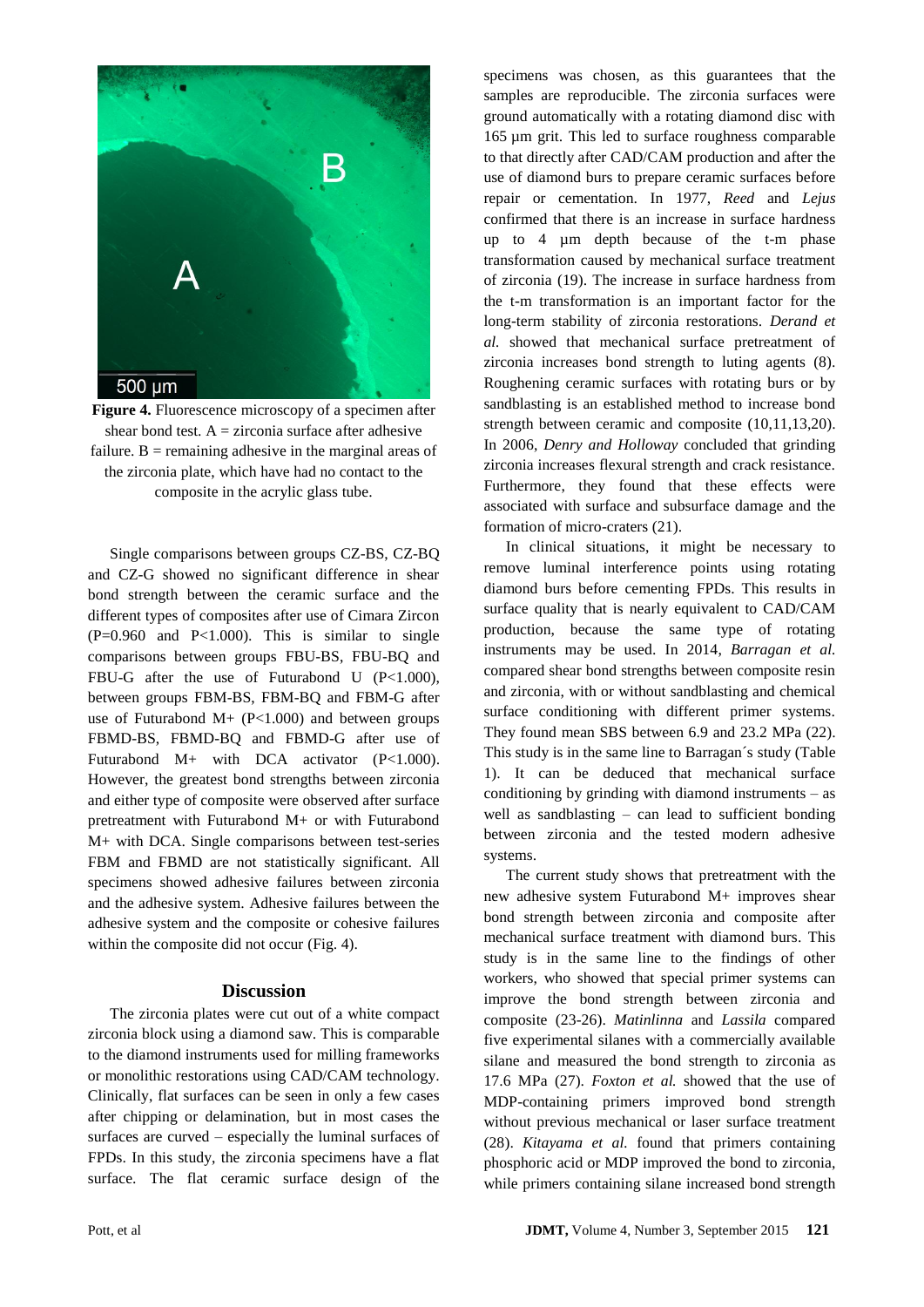**Figure 4.** Fluorescence microscopy of a specimen after shear bond test. A = zirconia surface after adhesive failure. B = remaining adhesive in the marginal areas of the zirconia plate, which have had no contact to the composite in the acrylic glass tube.

Single comparisons between groups CZ-BS, CZ-BQ and CZ-G showed no significant difference in shear bond strength between the ceramic surface and the different types of composites after use of Cimara Zircon (P=0.960 and P<1.000). This is similar to single comparisons between groups FBU-BS, FBU-BQ and FBU-G after the use of Futurabond U (P<1.000), between groups FBM-BS, FBM-BQ and FBM-G after use of Futurabond M+ (P<1.000) and between groups FBMD-BS, FBMD-BQ and FBMD-G after use of Futurabond M+ with DCA activator (P<1.000). However, the greatest bond strengths between zirconia and either type of composite were observed after surface pretreatment with Futurabond M+ or with Futurabond M+ with DCA. Single comparisons between test-series FBM and FBMD are not statistically significant. All specimens showed adhesive failures between zirconia and the adhesive system. Adhesive failures between the adhesive system and the composite or cohesive failures within the composite did not occur (Fig. 4).

## Discussion

The zirconia plates were cut out of a white compact zirconia block using a diamond saw. This is comparable to the diamond instruments used for milling frameworks or monolithic restorations using CAD/CAM technology. Clinically, flat surfaces can be seen in only a few cases after chipping or delamination, but in most cases the surfaces are curved – especially the luminal surfaces of FPDs. In this study, the zirconia specimens have a flat surface. The flat ceramic surface design of the specimens was chosen, as this guarantees that the samples are reproducible. The zirconia surfaces were ground automatically with a rotating diamond disc with 165 µm grit. This led to surface roughness comparable to that directly after CAD/CAM production and after the use of diamond burs to prepare ceramic surfaces before repair or cementation. In 1977, *Reed* and *Lejus* confirmed that there is an increase in surface hardness up to 4 µm depth because of the t-m phase transformation caused by mechanical surface treatment of zirconia (19). The increase in surface hardness from the t-m transformation is an important factor for the long-term stability of zirconia restorations. *Derand et al.* showed that mechanical surface pretreatment of zirconia increases bond strength to luting agents (8). Roughening ceramic surfaces with rotating burs or by sandblasting is an established method to increase bond strength between ceramic and composite (10,11,13,20). In 2006, *Denry and Holloway* concluded that grinding zirconia increases flexural strength and crack resistance. Furthermore, they found that these effects were associated with surface and subsurface damage and the formation of micro-craters (21).

In clinical situations, it might be necessary to remove luminal interference points using rotating diamond burs before cementing FPDs. This results in surface quality that is nearly equivalent to CAD/CAM production, because the same type of rotating instruments may be used. In 2014, *Barragan et al.* compared shear bond strengths between composite resin and zirconia, with or without sandblasting and chemical surface conditioning with different primer systems. They found mean SBS between 6.9 and 23.2 MPa (22). This study is in the same line to Barragan´s study (Table 1). It can be deduced that mechanical surface conditioning by grinding with diamond instruments – as well as sandblasting – can lead to sufficient bonding between zirconia and the tested modern adhesive systems.

The current study shows that pretreatment with the new adhesive system Futurabond M+ improves shear bond strength between zirconia and composite after mechanical surface treatment with diamond burs. This study is in the same line to the findings of other workers, who showed that special primer systems can improve the bond strength between zirconia and composite (23-26). *Matinlinna* and *Lassila* compared five experimental silanes with a commercially available silane and measured the bond strength to zirconia as 17.6 MPa (27). *Foxton et al.* showed that the use of MDP-containing primers improved bond strength without previous mechanical or laser surface treatment (28). *Kitayama et al.* found that primers containing phosphoric acid or MDP improved the bond to zirconia, while primers containing silane increased bond strength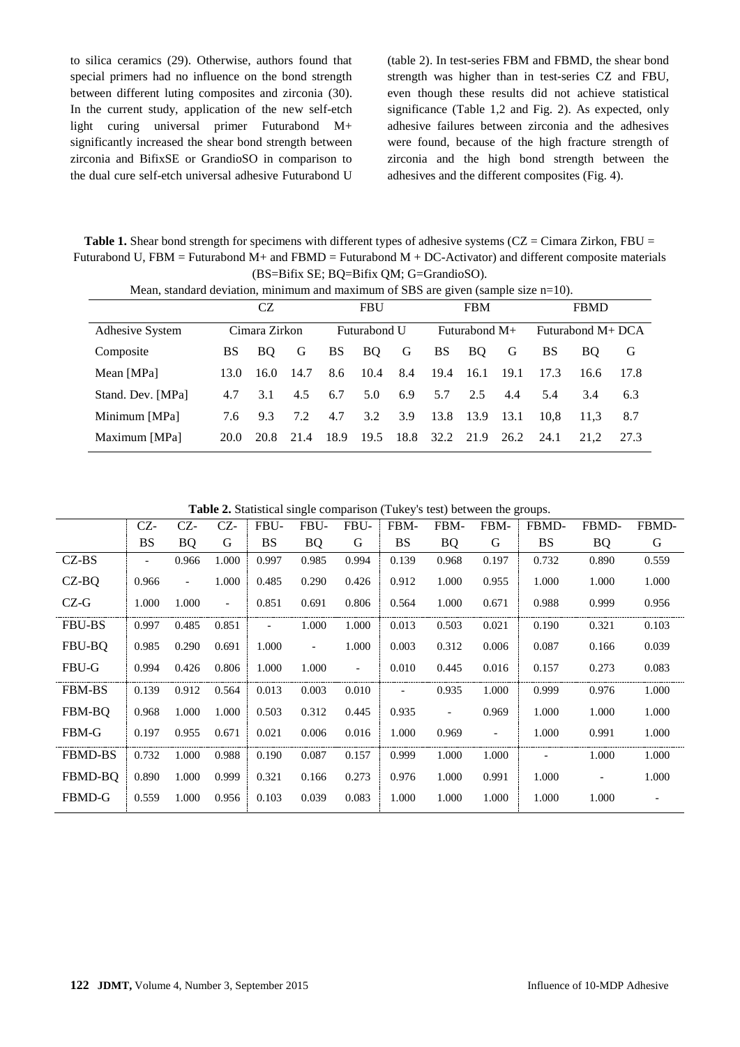to silica ceramics (29). Otherwise, authors found that special primers had no influence on the bond strength between different luting composites and zirconia (30). In the current study, application of the new self-etch light curing universal primer Futurabond M+ significantly increased the shear bond strength between zirconia and BifixSE or GrandioSO in comparison to the dual cure self-etch universal adhesive Futurabond U (table 2). In test-series FBM and FBMD, the shear bond strength was higher than in test-series CZ and FBU, even though these results did not achieve statistical significance (Table 1,2 and Fig. 2). As expected, only adhesive failures between zirconia and the adhesives were found, because of the high fracture strength of zirconia and the high bond strength between the adhesives and the different composites (Fig. 4).

**Table 1.** Shear bond strength for specimens with different types of adhesive systems (CZ = Cimara Zirkon, FBU = Futurabond U, FBM = Futurabond M+ and FBMD = Futurabond M + DC-Activator) and different composite materials (BS=Bifix SE; BQ=Bifix QM; G=GrandioSO).

Mean, standard deviation, minimum and maximum of SBS are given (sample size n=10).

| | CZ | | | FBU | | | FBM | | | FBMD | | |
|---|---|---|---|---|---|---|---|---|---|---|---|---|
| Adhesive System | Cimara Zirkon | | | Futurabond U | | | Futurabond M+ | | | Futurabond M+ DCA | | |
| Composite | BS | BQ | G | BS | BQ | G | BS | BQ | G | BS | BQ | G |
| Mean [MPa] | 13.0 | 16.0 | 14.7 | 8.6 | 10.4 | 8.4 | 19.4 | 16.1 | 19.1 | 17.3 | 16.6 | 17.8 |
| Stand. Dev. [MPa] | 4.7 | 3.1 | 4.5 | 6.7 | 5.0 | 6.9 | 5.7 | 2.5 | 4.4 | 5.4 | 3.4 | 6.3 |
| Minimum [MPa] | 7.6 | 9.3 | 7.2 | 4.7 | 3.2 | 3.9 | 13.8 | 13.9 | 13.1 | 10,8 | 11,3 | 8.7 |
| Maximum [MPa] | 20.0 | 20.8 | 21.4 | 18.9 | 19.5 | 18.8 | 32.2 | 21.9 | 26.2 | 24.1 | 21,2 | 27.3 |

**Table 2.** Statistical single comparison (Tukey's test) between the groups.

| | CZ-BS | CZ-BQ | CZ-G | FBU-BS | FBU-BQ | FBU-G | FBM-BS | FBM-BQ | FBM-G | FBMD-BS | FBMD-BQ | FBMD-G |
|---|---|---|---|---|---|---|---|---|---|---|---|---|
| CZ-BS | - | 0.966 | 1.000 | 0.997 | 0.985 | 0.994 | 0.139 | 0.968 | 0.197 | 0.732 | 0.890 | 0.559 |
| CZ-BQ | 0.966 | - | 1.000 | 0.485 | 0.290 | 0.426 | 0.912 | 1.000 | 0.955 | 1.000 | 1.000 | 1.000 |
| CZ-G | 1.000 | 1.000 | - | 0.851 | 0.691 | 0.806 | 0.564 | 1.000 | 0.671 | 0.988 | 0.999 | 0.956 |
| FBU-BS | 0.997 | 0.485 | 0.851 | - | 1.000 | 1.000 | 0.013 | 0.503 | 0.021 | 0.190 | 0.321 | 0.103 |
| FBU-BQ | 0.985 | 0.290 | 0.691 | 1.000 | - | 1.000 | 0.003 | 0.312 | 0.006 | 0.087 | 0.166 | 0.039 |
| FBU-G | 0.994 | 0.426 | 0.806 | 1.000 | 1.000 | - | 0.010 | 0.445 | 0.016 | 0.157 | 0.273 | 0.083 |
| FBM-BS | 0.139 | 0.912 | 0.564 | 0.013 | 0.003 | 0.010 | - | 0.935 | 1.000 | 0.999 | 0.976 | 1.000 |
| FBM-BQ | 0.968 | 1.000 | 1.000 | 0.503 | 0.312 | 0.445 | 0.935 | - | 0.969 | 1.000 | 1.000 | 1.000 |
| FBM-G | 0.197 | 0.955 | 0.671 | 0.021 | 0.006 | 0.016 | 1.000 | 0.969 | - | 1.000 | 0.991 | 1.000 |
| FBMD-BS | 0.732 | 1.000 | 0.988 | 0.190 | 0.087 | 0.157 | 0.999 | 1.000 | 1.000 | - | 1.000 | 1.000 |
| FBMD-BQ | 0.890 | 1.000 | 0.999 | 0.321 | 0.166 | 0.273 | 0.976 | 1.000 | 0.991 | 1.000 | - | 1.000 |
| FBMD-G | 0.559 | 1.000 | 0.956 | 0.103 | 0.039 | 0.083 | 1.000 | 1.000 | 1.000 | 1.000 | 1.000 | - |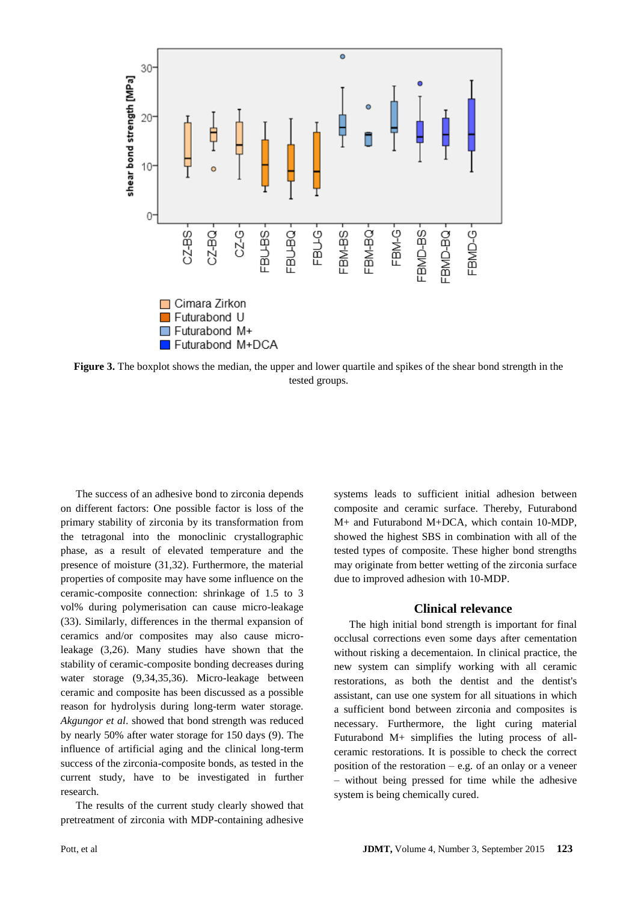**Figure 3.** The boxplot shows the median, the upper and lower quartile and spikes of the shear bond strength in the tested groups.

The success of an adhesive bond to zirconia depends on different factors: One possible factor is loss of the primary stability of zirconia by its transformation from the tetragonal into the monoclinic crystallographic phase, as a result of elevated temperature and the presence of moisture (31,32). Furthermore, the material properties of composite may have some influence on the ceramic-composite connection: shrinkage of 1.5 to 3 vol% during polymerisation can cause micro-leakage (33). Similarly, differences in the thermal expansion of ceramics and/or composites may also cause micro-leakage (3,26). Many studies have shown that the stability of ceramic-composite bonding decreases during water storage (9,34,35,36). Micro-leakage between ceramic and composite has been discussed as a possible reason for hydrolysis during long-term water storage. *Akgungor et al*. showed that bond strength was reduced by nearly 50% after water storage for 150 days (9). The influence of artificial aging and the clinical long-term success of the zirconia-composite bonds, as tested in the current study, have to be investigated in further research.

The results of the current study clearly showed that pretreatment of zirconia with MDP-containing adhesive systems leads to sufficient initial adhesion between composite and ceramic surface. Thereby, Futurabond M+ and Futurabond M+DCA, which contain 10-MDP, showed the highest SBS in combination with all of the tested types of composite. These higher bond strengths may originate from better wetting of the zirconia surface due to improved adhesion with 10-MDP.

## Clinical relevance

The high initial bond strength is important for final occlusal corrections even some days after cementation without risking a decementaion. In clinical practice, the new system can simplify working with all ceramic restorations, as both the dentist and the dentist's assistant, can use one system for all situations in which a sufficient bond between zirconia and composites is necessary. Furthermore, the light curing material Futurabond M+ simplifies the luting process of all-ceramic restorations. It is possible to check the correct position of the restoration – e.g. of an onlay or a veneer – without being pressed for time while the adhesive system is being chemically cured.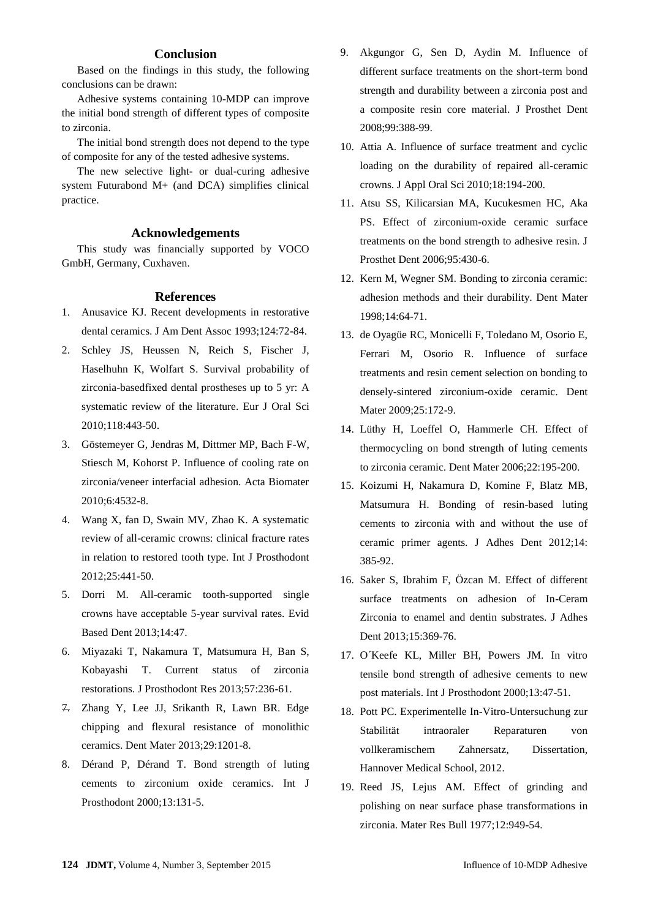## Conclusion

Based on the findings in this study, the following conclusions can be drawn:

Adhesive systems containing 10-MDP can improve the initial bond strength of different types of composite to zirconia.

The initial bond strength does not depend to the type of composite for any of the tested adhesive systems.

The new selective light- or dual-curing adhesive system Futurabond M+ (and DCA) simplifies clinical practice.

## Acknowledgements

This study was financially supported by VOCO GmbH, Germany, Cuxhaven.

## References

1. Anusavice KJ. Recent developments in restorative dental ceramics. J Am Dent Assoc 1993;124:72-84.
2. Schley JS, Heussen N, Reich S, Fischer J, Haselhuhn K, Wolfart S. Survival probability of zirconia-basedfixed dental prostheses up to 5 yr: A systematic review of the literature. Eur J Oral Sci 2010;118:443-50.
3. Göstemeyer G, Jendras M, Dittmer MP, Bach F-W, Stiesch M, Kohorst P. Influence of cooling rate on zirconia/veneer interfacial adhesion. Acta Biomater 2010;6:4532-8.
4. Wang X, fan D, Swain MV, Zhao K. A systematic review of all-ceramic crowns: clinical fracture rates in relation to restored tooth type. Int J Prosthodont 2012;25:441-50.
5. Dorri M. All-ceramic tooth-supported single crowns have acceptable 5-year survival rates. Evid Based Dent 2013;14:47.
6. Miyazaki T, Nakamura T, Matsumura H, Ban S, Kobayashi T. Current status of zirconia restorations. J Prosthodont Res 2013;57:236-61.
7. Zhang Y, Lee JJ, Srikanth R, Lawn BR. Edge chipping and flexural resistance of monolithic ceramics. Dent Mater 2013;29:1201-8.
8. Dérand P, Dérand T. Bond strength of luting cements to zirconium oxide ceramics. Int J Prosthodont 2000;13:131-5.
9. Akgungor G, Sen D, Aydin M. Influence of different surface treatments on the short-term bond strength and durability between a zirconia post and a composite resin core material. J Prosthet Dent 2008;99:388-99.
10. Attia A. Influence of surface treatment and cyclic loading on the durability of repaired all-ceramic crowns. J Appl Oral Sci 2010;18:194-200.
11. Atsu SS, Kilicarsian MA, Kucukesmen HC, Aka PS. Effect of zirconium-oxide ceramic surface treatments on the bond strength to adhesive resin. J Prosthet Dent 2006;95:430-6.
12. Kern M, Wegner SM. Bonding to zirconia ceramic: adhesion methods and their durability. Dent Mater 1998;14:64-71.
13. de Oyagüe RC, Monicelli F, Toledano M, Osorio E, Ferrari M, Osorio R. Influence of surface treatments and resin cement selection on bonding to densely-sintered zirconium-oxide ceramic. Dent Mater 2009;25:172-9.
14. Lüthy H, Loeffel O, Hammerle CH. Effect of thermocycling on bond strength of luting cements to zirconia ceramic. Dent Mater 2006;22:195-200.
15. Koizumi H, Nakamura D, Komine F, Blatz MB, Matsumura H. Bonding of resin-based luting cements to zirconia with and without the use of ceramic primer agents. J Adhes Dent 2012;14: 385-92.
16. Saker S, Ibrahim F, Özcan M. Effect of different surface treatments on adhesion of In-Ceram Zirconia to enamel and dentin substrates. J Adhes Dent 2013;15:369-76.
17. O´Keefe KL, Miller BH, Powers JM. In vitro tensile bond strength of adhesive cements to new post materials. Int J Prosthodont 2000;13:47-51.
18. Pott PC. Experimentelle In-Vitro-Untersuchung zur Stabilität intraoraler Reparaturen von vollkeramischem Zahnersatz, Dissertation, Hannover Medical School, 2012.
19. Reed JS, Lejus AM. Effect of grinding and polishing on near surface phase transformations in zirconia. Mater Res Bull 1977;12:949-54.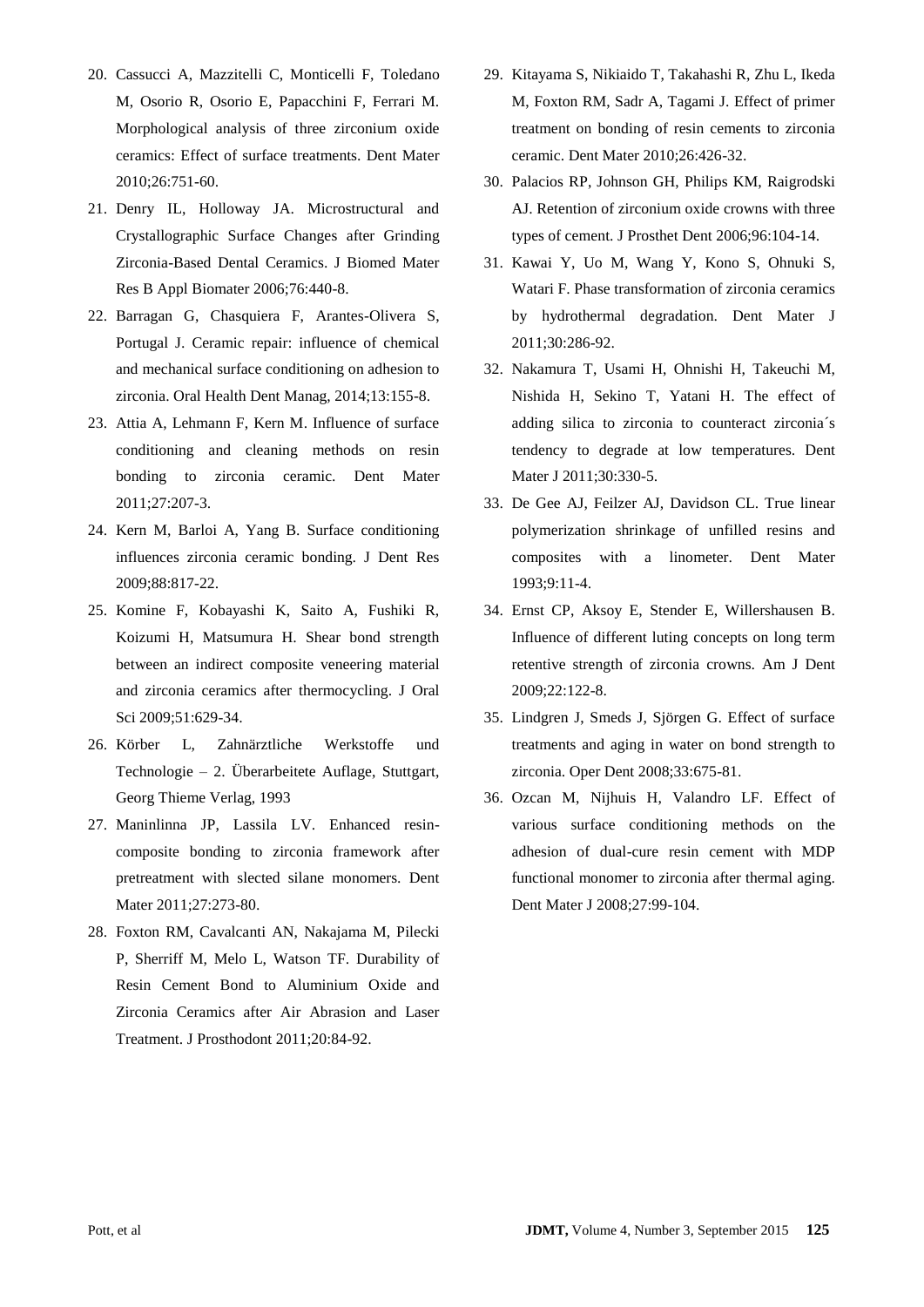20. Cassucci A, Mazzitelli C, Monticelli F, Toledano M, Osorio R, Osorio E, Papacchini F, Ferrari M. Morphological analysis of three zirconium oxide ceramics: Effect of surface treatments. Dent Mater 2010;26:751-60.
21. Denry IL, Holloway JA. Microstructural and Crystallographic Surface Changes after Grinding Zirconia-Based Dental Ceramics. J Biomed Mater Res B Appl Biomater 2006;76:440-8.
22. Barragan G, Chasquiera F, Arantes-Olivera S, Portugal J. Ceramic repair: influence of chemical and mechanical surface conditioning on adhesion to zirconia. Oral Health Dent Manag, 2014;13:155-8.
23. Attia A, Lehmann F, Kern M. Influence of surface conditioning and cleaning methods on resin bonding to zirconia ceramic. Dent Mater 2011;27:207-3.
24. Kern M, Barloi A, Yang B. Surface conditioning influences zirconia ceramic bonding. J Dent Res 2009;88:817-22.
25. Komine F, Kobayashi K, Saito A, Fushiki R, Koizumi H, Matsumura H. Shear bond strength between an indirect composite veneering material and zirconia ceramics after thermocycling. J Oral Sci 2009;51:629-34.
26. Körber L, Zahnärztliche Werkstoffe und Technologie – 2. Überarbeitete Auflage, Stuttgart, Georg Thieme Verlag, 1993
27. Maninlinna JP, Lassila LV. Enhanced resin-composite bonding to zirconia framework after pretreatment with slected silane monomers. Dent Mater 2011;27:273-80.
28. Foxton RM, Cavalcanti AN, Nakajama M, Pilecki P, Sherriff M, Melo L, Watson TF. Durability of Resin Cement Bond to Aluminium Oxide and Zirconia Ceramics after Air Abrasion and Laser Treatment. J Prosthodont 2011;20:84-92.
29. Kitayama S, Nikiaido T, Takahashi R, Zhu L, Ikeda M, Foxton RM, Sadr A, Tagami J. Effect of primer treatment on bonding of resin cements to zirconia ceramic. Dent Mater 2010;26:426-32.
30. Palacios RP, Johnson GH, Philips KM, Raigrodski AJ. Retention of zirconium oxide crowns with three types of cement. J Prosthet Dent 2006;96:104-14.
31. Kawai Y, Uo M, Wang Y, Kono S, Ohnuki S, Watari F. Phase transformation of zirconia ceramics by hydrothermal degradation. Dent Mater J 2011;30:286-92.
32. Nakamura T, Usami H, Ohnishi H, Takeuchi M, Nishida H, Sekino T, Yatani H. The effect of adding silica to zirconia to counteract zirconia´s tendency to degrade at low temperatures. Dent Mater J 2011;30:330-5.
33. De Gee AJ, Feilzer AJ, Davidson CL. True linear polymerization shrinkage of unfilled resins and composites with a linometer. Dent Mater 1993;9:11-4.
34. Ernst CP, Aksoy E, Stender E, Willershausen B. Influence of different luting concepts on long term retentive strength of zirconia crowns. Am J Dent 2009;22:122-8.
35. Lindgren J, Smeds J, Sjörgen G. Effect of surface treatments and aging in water on bond strength to zirconia. Oper Dent 2008;33:675-81.
36. Ozcan M, Nijhuis H, Valandro LF. Effect of various surface conditioning methods on the adhesion of dual-cure resin cement with MDP functional monomer to zirconia after thermal aging. Dent Mater J 2008;27:99-104.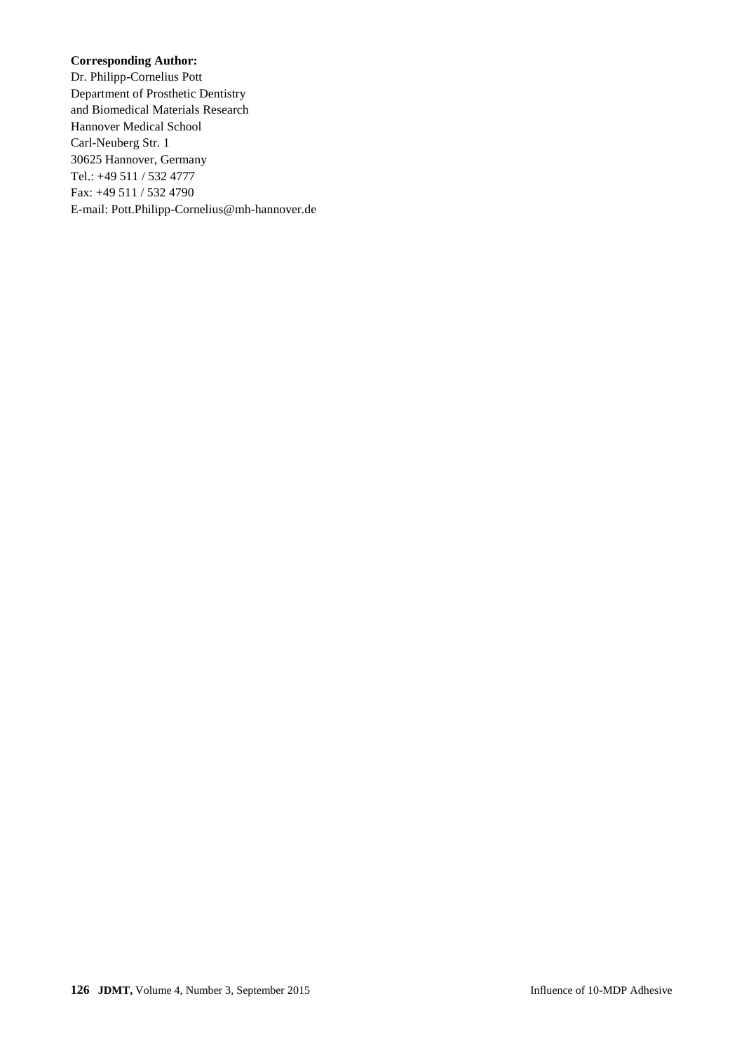**Corresponding Author:**
Dr. Philipp-Cornelius Pott
Department of Prosthetic Dentistry
and Biomedical Materials Research
Hannover Medical School
Carl-Neuberg Str. 1
30625 Hannover, Germany
Tel.: +49 511 / 532 4777
Fax: +49 511 / 532 4790
E-mail: Pott.Philipp-Cornelius@mh-hannover.de